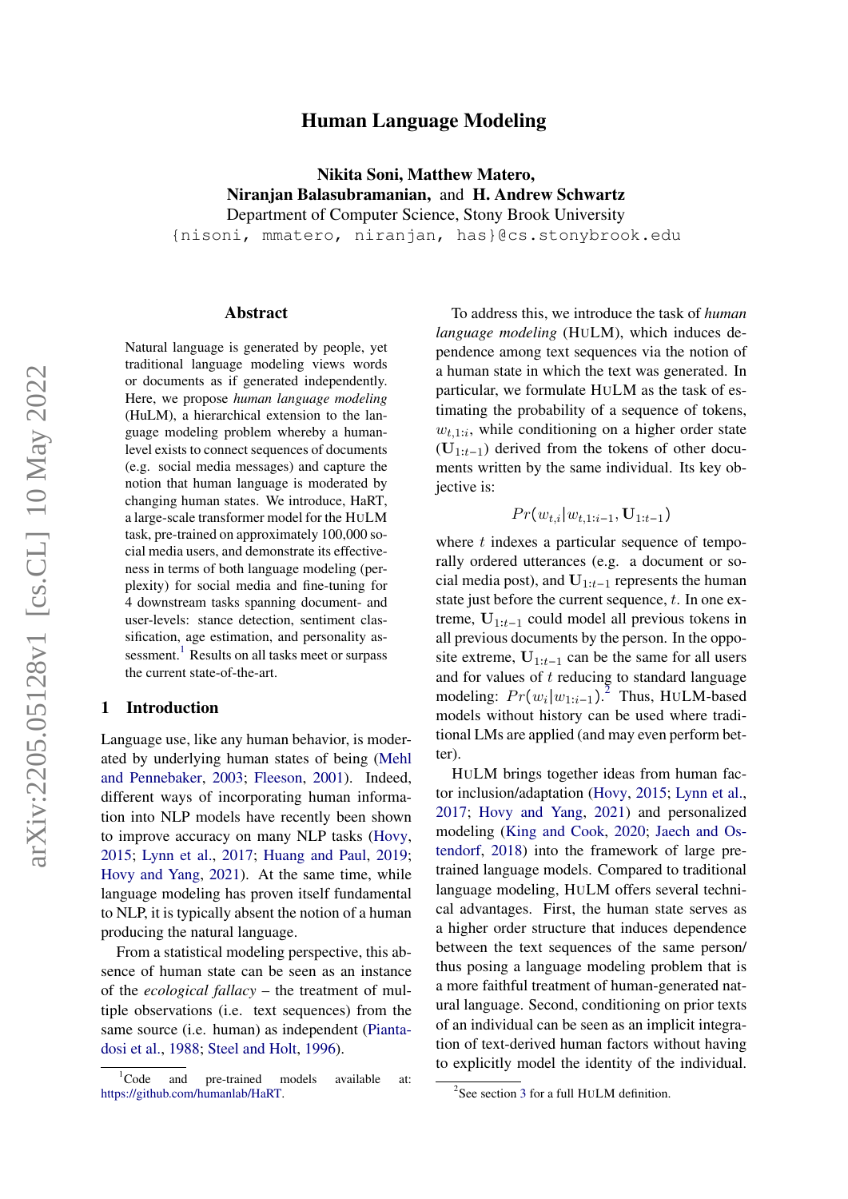# Human Language Modeling

**Nikita Soni, Matthew Matero, Niranjan Balasubramanian, and H. Andrew Schwartz**
Department of Computer Science, Stony Brook University
{nisoni, mmatero, niranjan, has}@cs.stonybrook.edu

## Abstract

Natural language is generated by people, yet traditional language modeling views words or documents as if generated independently. Here, we propose *human language modeling* (HuLM), a hierarchical extension to the language modeling problem whereby a human-level exists to connect sequences of documents (e.g. social media messages) and capture the notion that human language is moderated by changing human states. We introduce, HaRT, a large-scale transformer model for the HULM task, pre-trained on approximately 100,000 social media users, and demonstrate its effectiveness in terms of both language modeling (perplexity) for social media and fine-tuning for 4 downstream tasks spanning document- and user-levels: stance detection, sentiment classification, age estimation, and personality assessment.[1] Results on all tasks meet or surpass the current state-of-the-art.

## 1 Introduction

Language use, like any human behavior, is moderated by underlying human states of being (Mehl and Pennebaker, 2003; Fleeson, 2001). Indeed, different ways of incorporating human information into NLP models have recently been shown to improve accuracy on many NLP tasks (Hovy, 2015; Lynn et al., 2017; Huang and Paul, 2019; Hovy and Yang, 2021). At the same time, while language modeling has proven itself fundamental to NLP, it is typically absent the notion of a human producing the natural language.

From a statistical modeling perspective, this absence of human state can be seen as an instance of the *ecological fallacy* – the treatment of multiple observations (i.e. text sequences) from the same source (i.e. human) as independent (Piantadosi et al., 1988; Steel and Holt, 1996).

To address this, we introduce the task of *human language modeling* (HULM), which induces dependence among text sequences via the notion of a human state in which the text was generated. In particular, we formulate HULM as the task of estimating the probability of a sequence of tokens, $w_{t,1:i}$, while conditioning on a higher order state ($\mathbf{U}_{1:t-1}$) derived from the tokens of other documents written by the same individual. Its key objective is:

$$Pr(w_{t,i}|w_{t,1:i-1}, \mathbf{U}_{1:t-1})$$

where $t$ indexes a particular sequence of temporally ordered utterances (e.g. a document or social media post), and $\mathbf{U}_{1:t-1}$ represents the human state just before the current sequence, $t$. In one extreme, $\mathbf{U}_{1:t-1}$ could model all previous tokens in all previous documents by the person. In the opposite extreme, $\mathbf{U}_{1:t-1}$ can be the same for all users and for values of $t$ reducing to standard language modeling: $Pr(w_i|w_{1:i-1})$.[2] Thus, HULM-based models without history can be used where traditional LMs are applied (and may even perform better).

HULM brings together ideas from human factor inclusion/adaptation (Hovy, 2015; Lynn et al., 2017; Hovy and Yang, 2021) and personalized modeling (King and Cook, 2020; Jaech and Ostendorf, 2018) into the framework of large pre-trained language models. Compared to traditional language modeling, HULM offers several technical advantages. First, the human state serves as a higher order structure that induces dependence between the text sequences of the same person/ thus posing a language modeling problem that is a more faithful treatment of human-generated natural language. Second, conditioning on prior texts of an individual can be seen as an implicit integration of text-derived human factors without having to explicitly model the identity of the individual.

[1] Code and pre-trained models available at: https://github.com/humanlab/HaRT.

[2] See section 3 for a full HULM definition.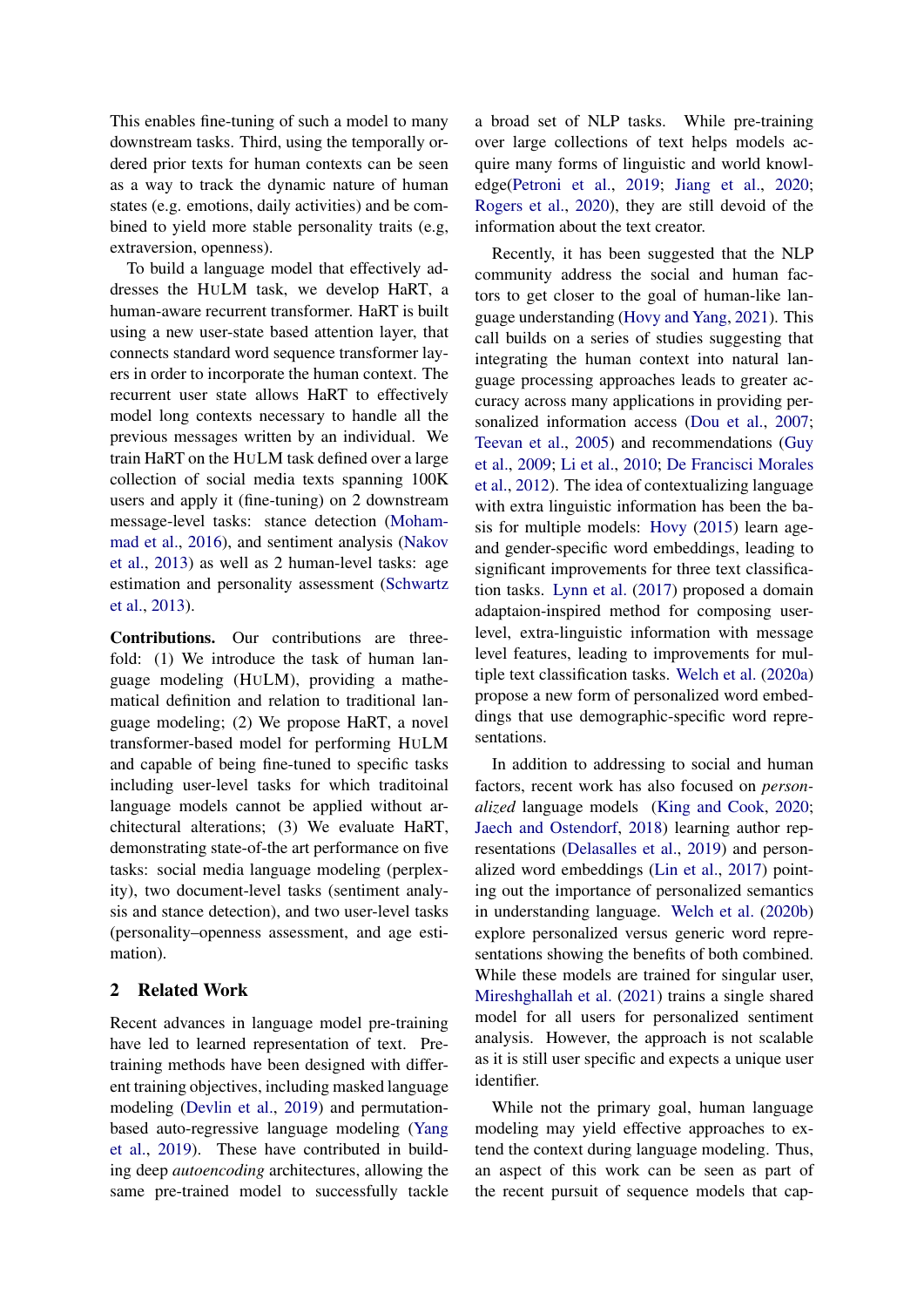This enables fine-tuning of such a model to many downstream tasks. Third, using the temporally ordered prior texts for human contexts can be seen as a way to track the dynamic nature of human states (e.g. emotions, daily activities) and be combined to yield more stable personality traits (e.g, extraversion, openness).

To build a language model that effectively addresses the HULM task, we develop HaRT, a human-aware recurrent transformer. HaRT is built using a new user-state based attention layer, that connects standard word sequence transformer layers in order to incorporate the human context. The recurrent user state allows HaRT to effectively model long contexts necessary to handle all the previous messages written by an individual. We train HaRT on the HULM task defined over a large collection of social media texts spanning 100K users and apply it (fine-tuning) on 2 downstream message-level tasks: stance detection (Mohammad et al., 2016), and sentiment analysis (Nakov et al., 2013) as well as 2 human-level tasks: age estimation and personality assessment (Schwartz et al., 2013).

**Contributions.** Our contributions are three-fold: (1) We introduce the task of human language modeling (HULM), providing a mathematical definition and relation to traditional language modeling; (2) We propose HaRT, a novel transformer-based model for performing HULM and capable of being fine-tuned to specific tasks including user-level tasks for which traditoinal language models cannot be applied without architectural alterations; (3) We evaluate HaRT, demonstrating state-of-the art performance on five tasks: social media language modeling (perplexity), two document-level tasks (sentiment analysis and stance detection), and two user-level tasks (personality–openness assessment, and age estimation).

## 2 Related Work

Recent advances in language model pre-training have led to learned representation of text. Pre-training methods have been designed with different training objectives, including masked language modeling (Devlin et al., 2019) and permutation-based auto-regressive language modeling (Yang et al., 2019). These have contributed in building deep *autoencoding* architectures, allowing the same pre-trained model to successfully tackle a broad set of NLP tasks. While pre-training over large collections of text helps models acquire many forms of linguistic and world knowledge(Petroni et al., 2019; Jiang et al., 2020; Rogers et al., 2020), they are still devoid of the information about the text creator.

Recently, it has been suggested that the NLP community address the social and human factors to get closer to the goal of human-like language understanding (Hovy and Yang, 2021). This call builds on a series of studies suggesting that integrating the human context into natural language processing approaches leads to greater accuracy across many applications in providing personalized information access (Dou et al., 2007; Teevan et al., 2005) and recommendations (Guy et al., 2009; Li et al., 2010; De Francisci Morales et al., 2012). The idea of contextualizing language with extra linguistic information has been the basis for multiple models: Hovy (2015) learn age- and gender-specific word embeddings, leading to significant improvements for three text classification tasks. Lynn et al. (2017) proposed a domain adaptaion-inspired method for composing user-level, extra-linguistic information with message level features, leading to improvements for multiple text classification tasks. Welch et al. (2020a) propose a new form of personalized word embeddings that use demographic-specific word representations.

In addition to addressing to social and human factors, recent work has also focused on *personalized* language models (King and Cook, 2020; Jaech and Ostendorf, 2018) learning author representations (Delasalles et al., 2019) and personalized word embeddings (Lin et al., 2017) pointing out the importance of personalized semantics in understanding language. Welch et al. (2020b) explore personalized versus generic word representations showing the benefits of both combined. While these models are trained for singular user, Mireshghallah et al. (2021) trains a single shared model for all users for personalized sentiment analysis. However, the approach is not scalable as it is still user specific and expects a unique user identifier.

While not the primary goal, human language modeling may yield effective approaches to extend the context during language modeling. Thus, an aspect of this work can be seen as part of the recent pursuit of sequence models that cap-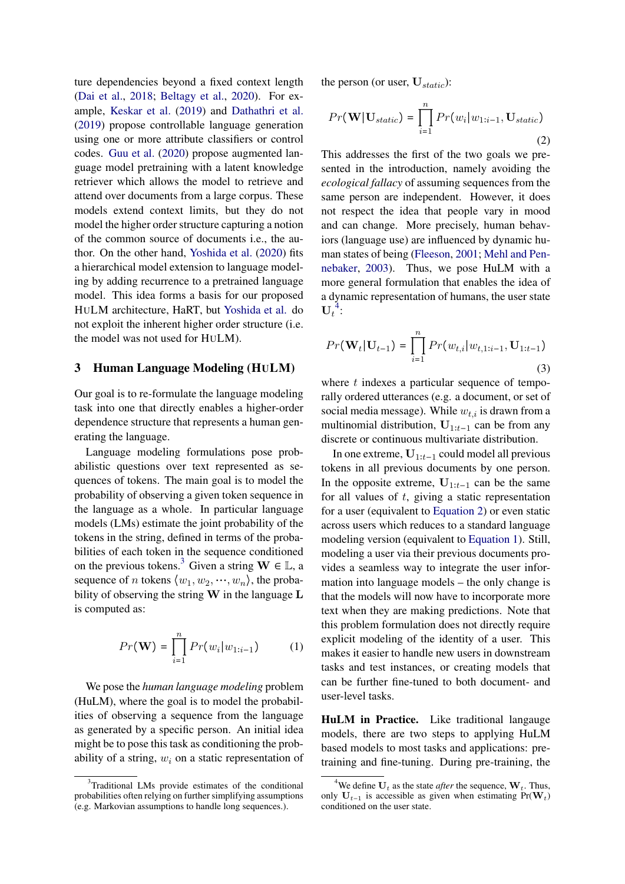ture dependencies beyond a fixed context length (Dai et al., 2018; Beltagy et al., 2020). For example, Keskar et al. (2019) and Dathathri et al. (2019) propose controllable language generation using one or more attribute classifiers or control codes. Guu et al. (2020) propose augmented language model pretraining with a latent knowledge retriever which allows the model to retrieve and attend over documents from a large corpus. These models extend context limits, but they do not model the higher order structure capturing a notion of the common source of documents i.e., the author. On the other hand, Yoshida et al. (2020) fits a hierarchical model extension to language modeling by adding recurrence to a pretrained language model. This idea forms a basis for our proposed HuLM architecture, HaRT, but Yoshida et al. do not exploit the inherent higher order structure (i.e. the model was not used for HuLM).

## 3 Human Language Modeling (HuLM)

Our goal is to re-formulate the language modeling task into one that directly enables a higher-order dependence structure that represents a human generating the language.

Language modeling formulations pose probabilistic questions over text represented as sequences of tokens. The main goal is to model the probability of observing a given token sequence in the language as a whole. In particular language models (LMs) estimate the joint probability of the tokens in the string, defined in terms of the probabilities of each token in the sequence conditioned on the previous tokens.[3] Given a string $\mathbf{W} \in \mathbb{L}$, a sequence of $n$ tokens $\langle w_1, w_2, \cdots, w_n \rangle$, the probability of observing the string $\mathbf{W}$ in the language $\mathbf{L}$ is computed as:

$$Pr(\mathbf{W}) = \prod_{i=1}^{n} Pr(w_i | w_{1:i-1}) \tag{1}$$

We pose the *human language modeling* problem (HuLM), where the goal is to model the probabilities of observing a sequence from the language as generated by a specific person. An initial idea might be to pose this task as conditioning the probability of a string, $w_i$ on a static representation of the person (or user, $\mathbf{U}_{static}$):

$$Pr(\mathbf{W} | \mathbf{U}_{static}) = \prod_{i=1}^{n} Pr(w_i | w_{1:i-1}, \mathbf{U}_{static}) \tag{2}$$

This addresses the first of the two goals we presented in the introduction, namely avoiding the *ecological fallacy* of assuming sequences from the same person are independent. However, it does not respect the idea that people vary in mood and can change. More precisely, human behaviors (language use) are influenced by dynamic human states of being (Fleeson, 2001; Mehl and Pennebaker, 2003). Thus, we pose HuLM with a more general formulation that enables the idea of a dynamic representation of humans, the user state $\mathbf{U}_t$[4]:

$$Pr(\mathbf{W}_t | \mathbf{U}_{t-1}) = \prod_{i=1}^{n} Pr(w_{t,i} | w_{t,1:i-1}, \mathbf{U}_{1:t-1}) \tag{3}$$

where $t$ indexes a particular sequence of temporally ordered utterances (e.g. a document, or set of social media message). While $w_{t,i}$ is drawn from a multinomial distribution, $\mathbf{U}_{1:t-1}$ can be from any discrete or continuous multivariate distribution.

In one extreme, $\mathbf{U}_{1:t-1}$ could model all previous tokens in all previous documents by one person. In the opposite extreme, $\mathbf{U}_{1:t-1}$ can be the same for all values of $t$, giving a static representation for a user (equivalent to Equation 2) or even static across users which reduces to a standard language modeling version (equivalent to Equation 1). Still, modeling a user via their previous documents provides a seamless way to integrate the user information into language models – the only change is that the models will now have to incorporate more text when they are making predictions. Note that this problem formulation does not directly require explicit modeling of the identity of a user. This makes it easier to handle new users in downstream tasks and test instances, or creating models that can be further fine-tuned to both document- and user-level tasks.

**HuLM in Practice.** Like traditional langauge models, there are two steps to applying HuLM based models to most tasks and applications: pre-training and fine-tuning. During pre-training, the

---

[3] Traditional LMs provide estimates of the conditional probabilities often relying on further simplifying assumptions (e.g. Markovian assumptions to handle long sequences.).

[4] We define $\mathbf{U}_t$ as the state *after* the sequence, $\mathbf{W}_t$. Thus, only $\mathbf{U}_{t-1}$ is accessible as given when estimating $\text{Pr}(\mathbf{W}_t)$ conditioned on the user state.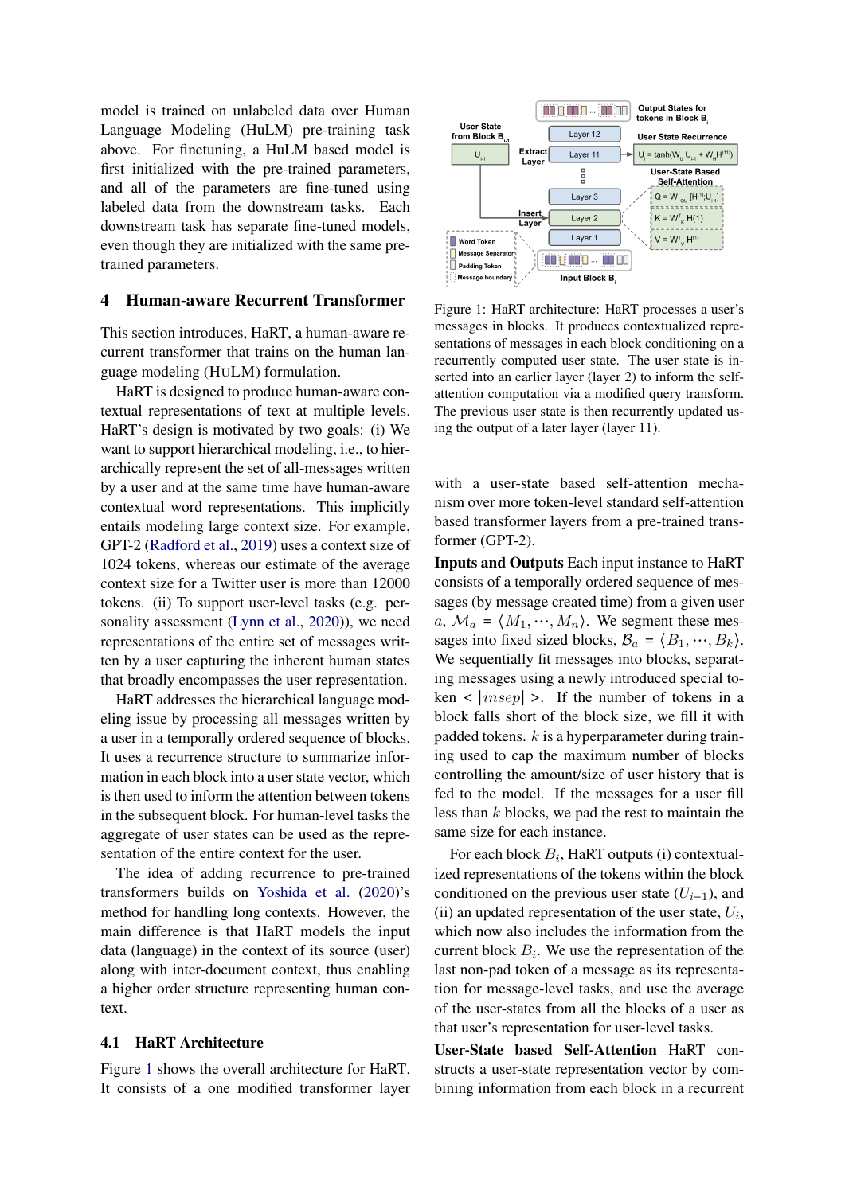model is trained on unlabeled data over Human Language Modeling (HuLM) pre-training task above. For finetuning, a HuLM based model is first initialized with the pre-trained parameters, and all of the parameters are fine-tuned using labeled data from the downstream tasks. Each downstream task has separate fine-tuned models, even though they are initialized with the same pre-trained parameters.

## 4 Human-aware Recurrent Transformer

This section introduces, HaRT, a human-aware recurrent transformer that trains on the human language modeling (HULM) formulation.

HaRT is designed to produce human-aware contextual representations of text at multiple levels. HaRT's design is motivated by two goals: (i) We want to support hierarchical modeling, i.e., to hierarchically represent the set of all-messages written by a user and at the same time have human-aware contextual word representations. This implicitly entails modeling large context size. For example, GPT-2 (Radford et al., 2019) uses a context size of 1024 tokens, whereas our estimate of the average context size for a Twitter user is more than 12000 tokens. (ii) To support user-level tasks (e.g. personality assessment (Lynn et al., 2020)), we need representations of the entire set of messages written by a user capturing the inherent human states that broadly encompasses the user representation.

HaRT addresses the hierarchical language modeling issue by processing all messages written by a user in a temporally ordered sequence of blocks. It uses a recurrence structure to summarize information in each block into a user state vector, which is then used to inform the attention between tokens in the subsequent block. For human-level tasks the aggregate of user states can be used as the representation of the entire context for the user.

The idea of adding recurrence to pre-trained transformers builds on Yoshida et al. (2020)'s method for handling long contexts. However, the main difference is that HaRT models the input data (language) in the context of its source (user) along with inter-document context, thus enabling a higher order structure representing human context.

### 4.1 HaRT Architecture

Figure 1 shows the overall architecture for HaRT. It consists of a one modified transformer layer with a user-state based self-attention mechanism over more token-level standard self-attention based transformer layers from a pre-trained transformer (GPT-2).

Figure 1: HaRT architecture: HaRT processes a user's messages in blocks. It produces contextualized representations of messages in each block conditioning on a recurrently computed user state. The user state is inserted into an earlier layer (layer 2) to inform the self-attention computation via a modified query transform. The previous user state is then recurrently updated using the output of a later layer (layer 11).

**Inputs and Outputs** Each input instance to HaRT consists of a temporally ordered sequence of messages (by message created time) from a given user $a$, $\mathcal{M}_a = \langle M_1, \cdots, M_n \rangle$. We segment these messages into fixed sized blocks, $\mathcal{B}_a = \langle B_1, \cdots, B_k \rangle$. We sequentially fit messages into blocks, separating messages using a newly introduced special token $< |insep| >$. If the number of tokens in a block falls short of the block size, we fill it with padded tokens. $k$ is a hyperparameter during training used to cap the maximum number of blocks controlling the amount/size of user history that is fed to the model. If the messages for a user fill less than $k$ blocks, we pad the rest to maintain the same size for each instance.

For each block $B_i$, HaRT outputs (i) contextualized representations of the tokens within the block conditioned on the previous user state ($U_{i-1}$), and (ii) an updated representation of the user state, $U_i$, which now also includes the information from the current block $B_i$. We use the representation of the last non-pad token of a message as its representation for message-level tasks, and use the average of the user-states from all the blocks of a user as that user's representation for user-level tasks.

**User-State based Self-Attention** HaRT constructs a user-state representation vector by combining information from each block in a recurrent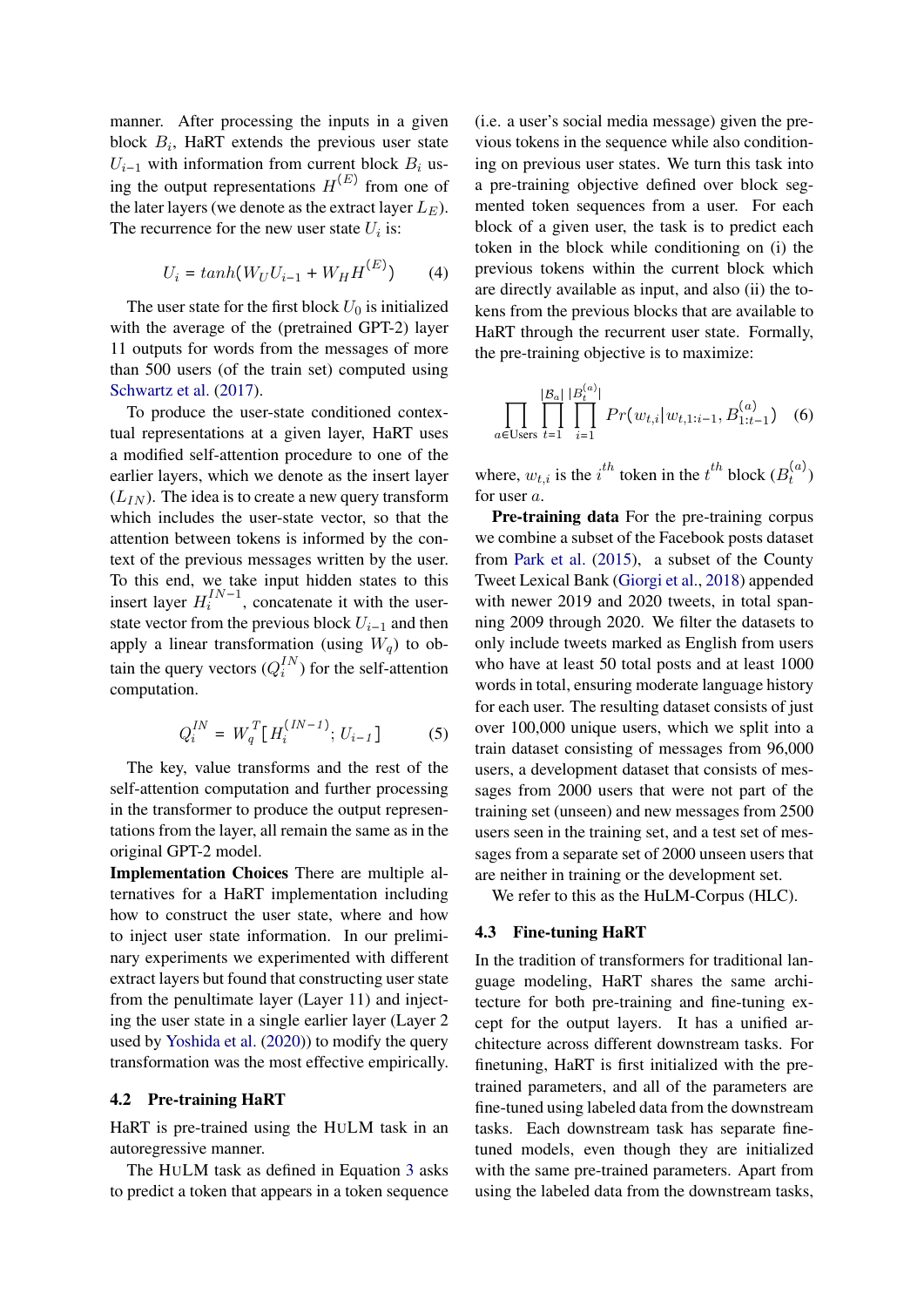manner. After processing the inputs in a given block $B_i$, HaRT extends the previous user state $U_{i-1}$ with information from current block $B_i$ using the output representations $H^{(E)}$ from one of the later layers (we denote as the extract layer $L_E$). The recurrence for the new user state $U_i$ is:

$$U_i = tanh(W_U U_{i-1} + W_H H^{(E)}) \quad (4)$$

The user state for the first block $U_0$ is initialized with the average of the (pretrained GPT-2) layer 11 outputs for words from the messages of more than 500 users (of the train set) computed using Schwartz et al. (2017).

To produce the user-state conditioned contextual representations at a given layer, HaRT uses a modified self-attention procedure to one of the earlier layers, which we denote as the insert layer ($L_{IN}$). The idea is to create a new query transform which includes the user-state vector, so that the attention between tokens is informed by the context of the previous messages written by the user. To this end, we take input hidden states to this insert layer $H_i^{IN-1}$, concatenate it with the user-state vector from the previous block $U_{i-1}$ and then apply a linear transformation (using $W_q$) to obtain the query vectors ($Q_i^{IN}$) for the self-attention computation.

$$Q_i^{IN} = W_q^T [H_i^{(IN-1)}; U_{i-1}] \quad (5)$$

The key, value transforms and the rest of the self-attention computation and further processing in the transformer to produce the output representations from the layer, all remain the same as in the original GPT-2 model.

**Implementation Choices** There are multiple alternatives for a HaRT implementation including how to construct the user state, where and how to inject user state information. In our preliminary experiments we experimented with different extract layers but found that constructing user state from the penultimate layer (Layer 11) and injecting the user state in a single earlier layer (Layer 2 used by Yoshida et al. (2020)) to modify the query transformation was the most effective empirically.

## 4.2 Pre-training HaRT

HaRT is pre-trained using the HULM task in an autoregressive manner.

The HULM task as defined in Equation 3 asks to predict a token that appears in a token sequence (i.e. a user's social media message) given the previous tokens in the sequence while also conditioning on previous user states. We turn this task into a pre-training objective defined over block segmented token sequences from a user. For each block of a given user, the task is to predict each token in the block while conditioning on (i) the previous tokens within the current block which are directly available as input, and also (ii) the tokens from the previous blocks that are available to HaRT through the recurrent user state. Formally, the pre-training objective is to maximize:

$$\prod_{a \in \text{Users}} \prod_{t=1}^{|\mathcal{B}_a|} \prod_{i=1}^{|B_t^{(a)}|} Pr(w_{t,i}|w_{t,1:i-1}, B_{1:t-1}^{(a)}) \quad (6)$$

where, $w_{t,i}$ is the $i^{th}$ token in the $t^{th}$ block ($B_t^{(a)}$) for user $a$.

**Pre-training data** For the pre-training corpus we combine a subset of the Facebook posts dataset from Park et al. (2015), a subset of the County Tweet Lexical Bank (Giorgi et al., 2018) appended with newer 2019 and 2020 tweets, in total spanning 2009 through 2020. We filter the datasets to only include tweets marked as English from users who have at least 50 total posts and at least 1000 words in total, ensuring moderate language history for each user. The resulting dataset consists of just over 100,000 unique users, which we split into a train dataset consisting of messages from 96,000 users, a development dataset that consists of messages from 2000 users that were not part of the training set (unseen) and new messages from 2500 users seen in the training set, and a test set of messages from a separate set of 2000 unseen users that are neither in training or the development set.

We refer to this as the HuLM-Corpus (HLC).

## 4.3 Fine-tuning HaRT

In the tradition of transformers for traditional language modeling, HaRT shares the same architecture for both pre-training and fine-tuning except for the output layers. It has a unified architecture across different downstream tasks. For finetuning, HaRT is first initialized with the pre-trained parameters, and all of the parameters are fine-tuned using labeled data from the downstream tasks. Each downstream task has separate fine-tuned models, even though they are initialized with the same pre-trained parameters. Apart from using the labeled data from the downstream tasks,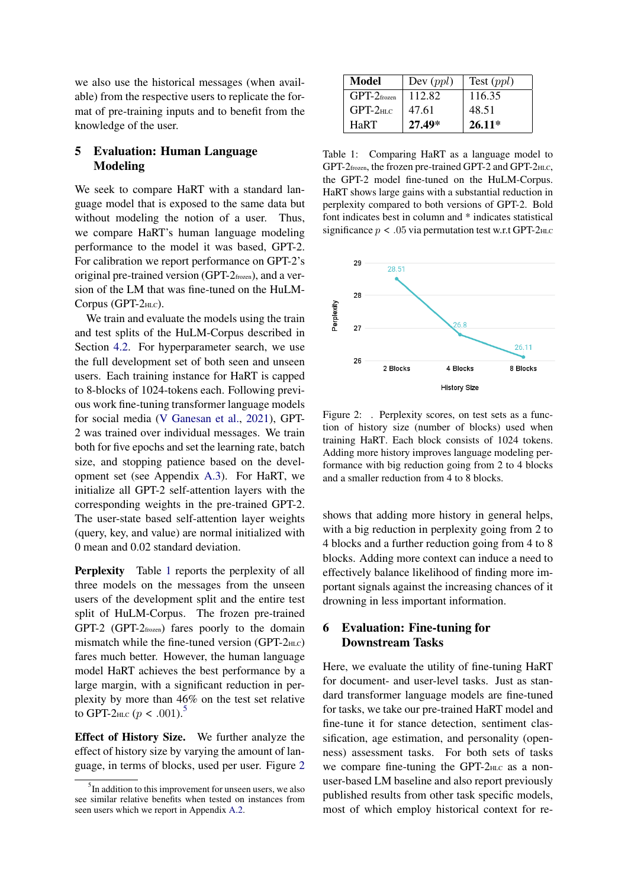we also use the historical messages (when available) from the respective users to replicate the format of pre-training inputs and to benefit from the knowledge of the user.

## 5 Evaluation: Human Language Modeling

We seek to compare HaRT with a standard language model that is exposed to the same data but without modeling the notion of a user. Thus, we compare HaRT's human language modeling performance to the model it was based, GPT-2. For calibration we report performance on GPT-2's original pre-trained version (GPT-2$_{\text{frozen}}$), and a version of the LM that was fine-tuned on the HuLM-Corpus (GPT-2$_{\text{HLC}}$).

We train and evaluate the models using the train and test splits of the HuLM-Corpus described in Section 4.2. For hyperparameter search, we use the full development set of both seen and unseen users. Each training instance for HaRT is capped to 8-blocks of 1024-tokens each. Following previous work fine-tuning transformer language models for social media (V Ganesan et al., 2021), GPT-2 was trained over individual messages. We train both for five epochs and set the learning rate, batch size, and stopping patience based on the development set (see Appendix A.3). For HaRT, we initialize all GPT-2 self-attention layers with the corresponding weights in the pre-trained GPT-2. The user-state based self-attention layer weights (query, key, and value) are normal initialized with 0 mean and 0.02 standard deviation.

**Perplexity** Table 1 reports the perplexity of all three models on the messages from the unseen users of the development split and the entire test split of HuLM-Corpus. The frozen pre-trained GPT-2 (GPT-2$_{\text{frozen}}$) fares poorly to the domain mismatch while the fine-tuned version (GPT-2$_{\text{HLC}}$) fares much better. However, the human language model HaRT achieves the best performance by a large margin, with a significant reduction in perplexity by more than 46% on the test set relative to GPT-2$_{\text{HLC}}$ ($p < .001$).[5]

**Effect of History Size.** We further analyze the effect of history size by varying the amount of language, in terms of blocks, used per user. Figure 2 shows that adding more history in general helps, with a big reduction in perplexity going from 2 to 4 blocks and a further reduction going from 4 to 8 blocks. Adding more context can induce a need to effectively balance likelihood of finding more important signals against the increasing chances of it drowning in less important information.

[5] In addition to this improvement for unseen users, we also see similar relative benefits when tested on instances from seen users which we report in Appendix A.2.

| Model | Dev (*ppl*) | Test (*ppl*) |
|---|---|---|
| GPT-2$_{\text{frozen}}$ | 112.82 | 116.35 |
| GPT-2$_{\text{HLC}}$ | 47.61 | 48.51 |
| HaRT | **27.49*** | **26.11*** |

Table 1: Comparing HaRT as a language model to GPT-2$_{\text{frozen}}$, the frozen pre-trained GPT-2 and GPT-2$_{\text{HLC}}$, the GPT-2 model fine-tuned on the HuLM-Corpus. HaRT shows large gains with a substantial reduction in perplexity compared to both versions of GPT-2. Bold font indicates best in column and * indicates statistical significance $p < .05$ via permutation test w.r.t GPT-2$_{\text{HLC}}$

Figure 2: . Perplexity scores, on test sets as a function of history size (number of blocks) used when training HaRT. Each block consists of 1024 tokens. Adding more history improves language modeling performance with big reduction going from 2 to 4 blocks and a smaller reduction from 4 to 8 blocks.

## 6 Evaluation: Fine-tuning for Downstream Tasks

Here, we evaluate the utility of fine-tuning HaRT for document- and user-level tasks. Just as standard transformer language models are fine-tuned for tasks, we take our pre-trained HaRT model and fine-tune it for stance detection, sentiment classification, age estimation, and personality (openness) assessment tasks. For both sets of tasks we compare fine-tuning the GPT-2$_{\text{HLC}}$ as a non-user-based LM baseline and also report previously published results from other task specific models, most of which employ historical context for re-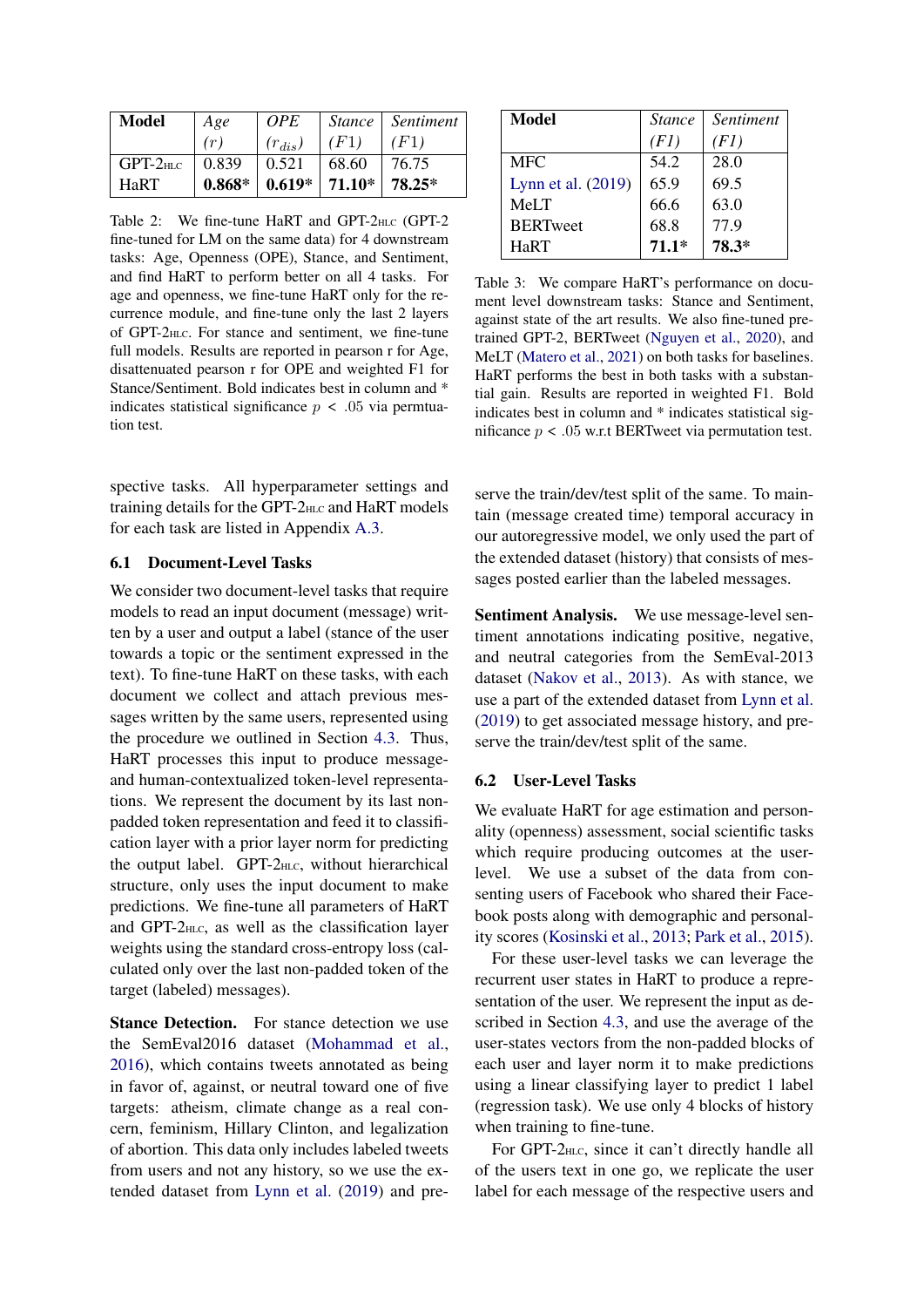| Model | *Age* *(r)* | *OPE* *($r_{dis}$)* | *Stance* *(F1)* | *Sentiment* *(F1)* |
|---|---|---|---|---|
| GPT-2HLC | 0.839 | 0.521 | 68.60 | 76.75 |
| HaRT | **0.868*** | **0.619*** | **71.10*** | **78.25*** |

Table 2: We fine-tune HaRT and GPT-2HLC (GPT-2 fine-tuned for LM on the same data) for 4 downstream tasks: Age, Openness (OPE), Stance, and Sentiment, and find HaRT to perform better on all 4 tasks. For age and openness, we fine-tune HaRT only for the recurrence module, and fine-tune only the last 2 layers of GPT-2HLC. For stance and sentiment, we fine-tune full models. Results are reported in pearson r for Age, disattenuated pearson r for OPE and weighted F1 for Stance/Sentiment. Bold indicates best in column and * indicates statistical significance $p < .05$ via permtuation test.

| Model | *Stance* *(F1)* | *Sentiment* *(F1)* |
|---|---|---|
| MFC | 54.2 | 28.0 |
| Lynn et al. (2019) | 65.9 | 69.5 |
| MeLT | 66.6 | 63.0 |
| BERTweet | 68.8 | 77.9 |
| HaRT | **71.1*** | **78.3*** |

Table 3: We compare HaRT's performance on document level downstream tasks: Stance and Sentiment, against state of the art results. We also fine-tuned pre-trained GPT-2, BERTweet (Nguyen et al., 2020), and MeLT (Matero et al., 2021) on both tasks for baselines. HaRT performs the best in both tasks with a substantial gain. Results are reported in weighted F1. Bold indicates best in column and * indicates statistical significance $p < .05$ w.r.t BERTweet via permutation test.

spective tasks. All hyperparameter settings and training details for the GPT-2HLC and HaRT models for each task are listed in Appendix A.3.

### 6.1 Document-Level Tasks

We consider two document-level tasks that require models to read an input document (message) written by a user and output a label (stance of the user towards a topic or the sentiment expressed in the text). To fine-tune HaRT on these tasks, with each document we collect and attach previous messages written by the same users, represented using the procedure we outlined in Section 4.3. Thus, HaRT processes this input to produce message- and human-contextualized token-level representations. We represent the document by its last non-padded token representation and feed it to classification layer with a prior layer norm for predicting the output label. GPT-2HLC, without hierarchical structure, only uses the input document to make predictions. We fine-tune all parameters of HaRT and GPT-2HLC, as well as the classification layer weights using the standard cross-entropy loss (calculated only over the last non-padded token of the target (labeled) messages).

**Stance Detection.** For stance detection we use the SemEval2016 dataset (Mohammad et al., 2016), which contains tweets annotated as being in favor of, against, or neutral toward one of five targets: atheism, climate change as a real concern, feminism, Hillary Clinton, and legalization of abortion. This data only includes labeled tweets from users and not any history, so we use the extended dataset from Lynn et al. (2019) and preserve the train/dev/test split of the same. To maintain (message created time) temporal accuracy in our autoregressive model, we only used the part of the extended dataset (history) that consists of messages posted earlier than the labeled messages.

**Sentiment Analysis.** We use message-level sentiment annotations indicating positive, negative, and neutral categories from the SemEval-2013 dataset (Nakov et al., 2013). As with stance, we use a part of the extended dataset from Lynn et al. (2019) to get associated message history, and preserve the train/dev/test split of the same.

### 6.2 User-Level Tasks

We evaluate HaRT for age estimation and personality (openness) assessment, social scientific tasks which require producing outcomes at the user-level. We use a subset of the data from consenting users of Facebook who shared their Facebook posts along with demographic and personality scores (Kosinski et al., 2013; Park et al., 2015).

For these user-level tasks we can leverage the recurrent user states in HaRT to produce a representation of the user. We represent the input as described in Section 4.3, and use the average of the user-states vectors from the non-padded blocks of each user and layer norm it to make predictions using a linear classifying layer to predict 1 label (regression task). We use only 4 blocks of history when training to fine-tune.

For GPT-2HLC, since it can't directly handle all of the users text in one go, we replicate the user label for each message of the respective users and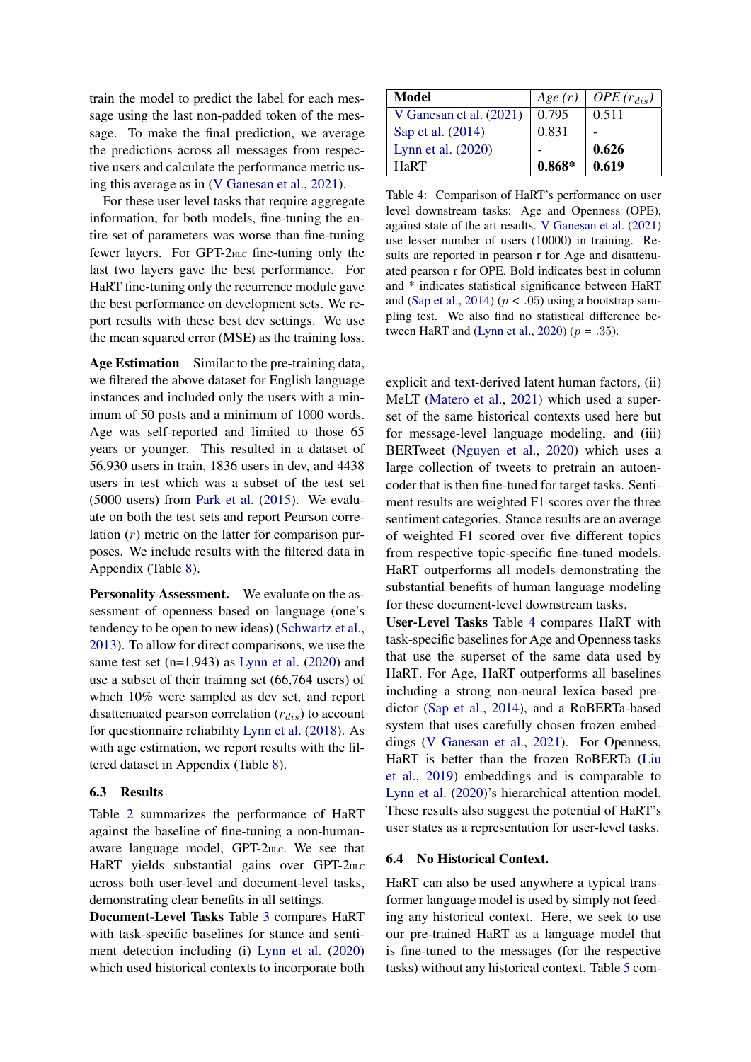train the model to predict the label for each message using the last non-padded token of the message. To make the final prediction, we average the predictions across all messages from respective users and calculate the performance metric using this average as in (V Ganesan et al., 2021).

For these user level tasks that require aggregate information, for both models, fine-tuning the entire set of parameters was worse than fine-tuning fewer layers. For GPT-2HLC fine-tuning only the last two layers gave the best performance. For HaRT fine-tuning only the recurrence module gave the best performance on development sets. We report results with these best dev settings. We use the mean squared error (MSE) as the training loss.

**Age Estimation** Similar to the pre-training data, we filtered the above dataset for English language instances and included only the users with a minimum of 50 posts and a minimum of 1000 words. Age was self-reported and limited to those 65 years or younger. This resulted in a dataset of 56,930 users in train, 1836 users in dev, and 4438 users in test which was a subset of the test set (5000 users) from Park et al. (2015). We evaluate on both the test sets and report Pearson correlation ($r$) metric on the latter for comparison purposes. We include results with the filtered data in Appendix (Table 8).

**Personality Assessment.** We evaluate on the assessment of openness based on language (one's tendency to be open to new ideas) (Schwartz et al., 2013). To allow for direct comparisons, we use the same test set (n=1,943) as Lynn et al. (2020) and use a subset of their training set (66,764 users) of which 10% were sampled as dev set, and report disattenuated pearson correlation ($r_{dis}$) to account for questionnaire reliability Lynn et al. (2018). As with age estimation, we report results with the filtered dataset in Appendix (Table 8).

### 6.3 Results

Table 2 summarizes the performance of HaRT against the baseline of fine-tuning a non-human-aware language model, GPT-2HLC. We see that HaRT yields substantial gains over GPT-2HLC across both user-level and document-level tasks, demonstrating clear benefits in all settings.

**Document-Level Tasks** Table 3 compares HaRT with task-specific baselines for stance and sentiment detection including (i) Lynn et al. (2020) which used historical contexts to incorporate both explicit and text-derived latent human factors, (ii) MeLT (Matero et al., 2021) which used a superset of the same historical contexts used here but for message-level language modeling, and (iii) BERTweet (Nguyen et al., 2020) which uses a large collection of tweets to pretrain an autoencoder that is then fine-tuned for target tasks. Sentiment results are weighted F1 scores over the three sentiment categories. Stance results are an average of weighted F1 scored over five different topics from respective topic-specific fine-tuned models. HaRT outperforms all models demonstrating the substantial benefits of human language modeling for these document-level downstream tasks.

| Model | *Age* ($r$) | *OPE* ($r_{dis}$) |
|---|---|---|
| V Ganesan et al. (2021) | 0.795 | 0.511 |
| Sap et al. (2014) | 0.831 | - |
| Lynn et al. (2020) | - | **0.626** |
| HaRT | **0.868*** | **0.619** |

Table 4: Comparison of HaRT's performance on user level downstream tasks: Age and Openness (OPE), against state of the art results. V Ganesan et al. (2021) use lesser number of users (10000) in training. Results are reported in pearson r for Age and disattenuated pearson r for OPE. Bold indicates best in column and * indicates statistical significance between HaRT and (Sap et al., 2014) ($p$ < .05) using a bootstrap sampling test. We also find no statistical difference between HaRT and (Lynn et al., 2020) ($p$ = .35).

**User-Level Tasks** Table 4 compares HaRT with task-specific baselines for Age and Openness tasks that use the superset of the same data used by HaRT. For Age, HaRT outperforms all baselines including a strong non-neural lexica based predictor (Sap et al., 2014), and a RoBERTa-based system that uses carefully chosen frozen embeddings (V Ganesan et al., 2021). For Openness, HaRT is better than the frozen RoBERTa (Liu et al., 2019) embeddings and is comparable to Lynn et al. (2020)'s hierarchical attention model. These results also suggest the potential of HaRT's user states as a representation for user-level tasks.

### 6.4 No Historical Context.

HaRT can also be used anywhere a typical transformer language model is used by simply not feeding any historical context. Here, we seek to use our pre-trained HaRT as a language model that is fine-tuned to the messages (for the respective tasks) without any historical context. Table 5 com-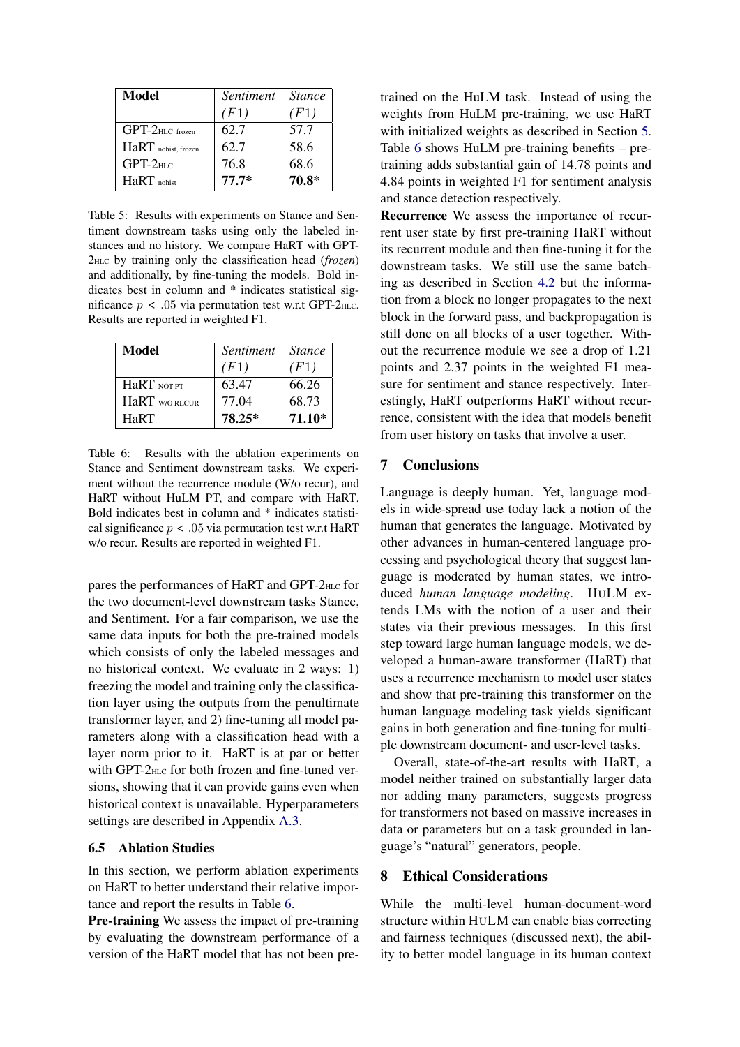| **Model** | *Sentiment* *(F1)* | *Stance* *(F1)* |
|---|---|---|
| GPT-2$_{\text{HLC frozen}}$ | 62.7 | 57.7 |
| HaRT$_{\text{nohist, frozen}}$ | 62.7 | 58.6 |
| GPT-2$_{\text{HLC}}$ | 76.8 | 68.6 |
| HaRT$_{\text{nohist}}$ | **77.7*** | **70.8*** |

Table 5: Results with experiments on Stance and Sentiment downstream tasks using only the labeled instances and no history. We compare HaRT with GPT-2$_{\text{HLC}}$ by training only the classification head (*frozen*) and additionally, by fine-tuning the models. Bold indicates best in column and * indicates statistical significance $p < .05$ via permutation test w.r.t GPT-2$_{\text{HLC}}$. Results are reported in weighted F1.

| **Model** | *Sentiment* *(F1)* | *Stance* *(F1)* |
|---|---|---|
| HaRT$_{\text{NOT PT}}$ | 63.47 | 66.26 |
| HaRT$_{\text{W/O RECUR}}$ | 77.04 | 68.73 |
| HaRT | **78.25*** | **71.10*** |

Table 6: Results with the ablation experiments on Stance and Sentiment downstream tasks. We experiment without the recurrence module (W/o recur), and HaRT without HuLM PT, and compare with HaRT. Bold indicates best in column and * indicates statistical significance $p < .05$ via permutation test w.r.t HaRT w/o recur. Results are reported in weighted F1.

pares the performances of HaRT and GPT-2$_{\text{HLC}}$ for the two document-level downstream tasks Stance, and Sentiment. For a fair comparison, we use the same data inputs for both the pre-trained models which consists of only the labeled messages and no historical context. We evaluate in 2 ways: 1) freezing the model and training only the classification layer using the outputs from the penultimate transformer layer, and 2) fine-tuning all model parameters along with a classification head with a layer norm prior to it. HaRT is at par or better with GPT-2$_{\text{HLC}}$ for both frozen and fine-tuned versions, showing that it can provide gains even when historical context is unavailable. Hyperparameters settings are described in Appendix A.3.

### 6.5 Ablation Studies

In this section, we perform ablation experiments on HaRT to better understand their relative importance and report the results in Table 6.

**Pre-training** We assess the impact of pre-training by evaluating the downstream performance of a version of the HaRT model that has not been pre-trained on the HuLM task. Instead of using the weights from HuLM pre-training, we use HaRT with initialized weights as described in Section 5. Table 6 shows HuLM pre-training benefits – pre-training adds substantial gain of 14.78 points and 4.84 points in weighted F1 for sentiment analysis and stance detection respectively.

**Recurrence** We assess the importance of recurrent user state by first pre-training HaRT without its recurrent module and then fine-tuning it for the downstream tasks. We still use the same batching as described in Section 4.2 but the information from a block no longer propagates to the next block in the forward pass, and backpropagation is still done on all blocks of a user together. Without the recurrence module we see a drop of 1.21 points and 2.37 points in the weighted F1 measure for sentiment and stance respectively. Interestingly, HaRT outperforms HaRT without recurrence, consistent with the idea that models benefit from user history on tasks that involve a user.

## 7 Conclusions

Language is deeply human. Yet, language models in wide-spread use today lack a notion of the human that generates the language. Motivated by other advances in human-centered language processing and psychological theory that suggest language is moderated by human states, we introduced *human language modeling*. HuLM extends LMs with the notion of a user and their states via their previous messages. In this first step toward large human language models, we developed a human-aware transformer (HaRT) that uses a recurrence mechanism to model user states and show that pre-training this transformer on the human language modeling task yields significant gains in both generation and fine-tuning for multiple downstream document- and user-level tasks.

Overall, state-of-the-art results with HaRT, a model neither trained on substantially larger data nor adding many parameters, suggests progress for transformers not based on massive increases in data or parameters but on a task grounded in language's "natural" generators, people.

## 8 Ethical Considerations

While the multi-level human-document-word structure within HuLM can enable bias correcting and fairness techniques (discussed next), the ability to better model language in its human context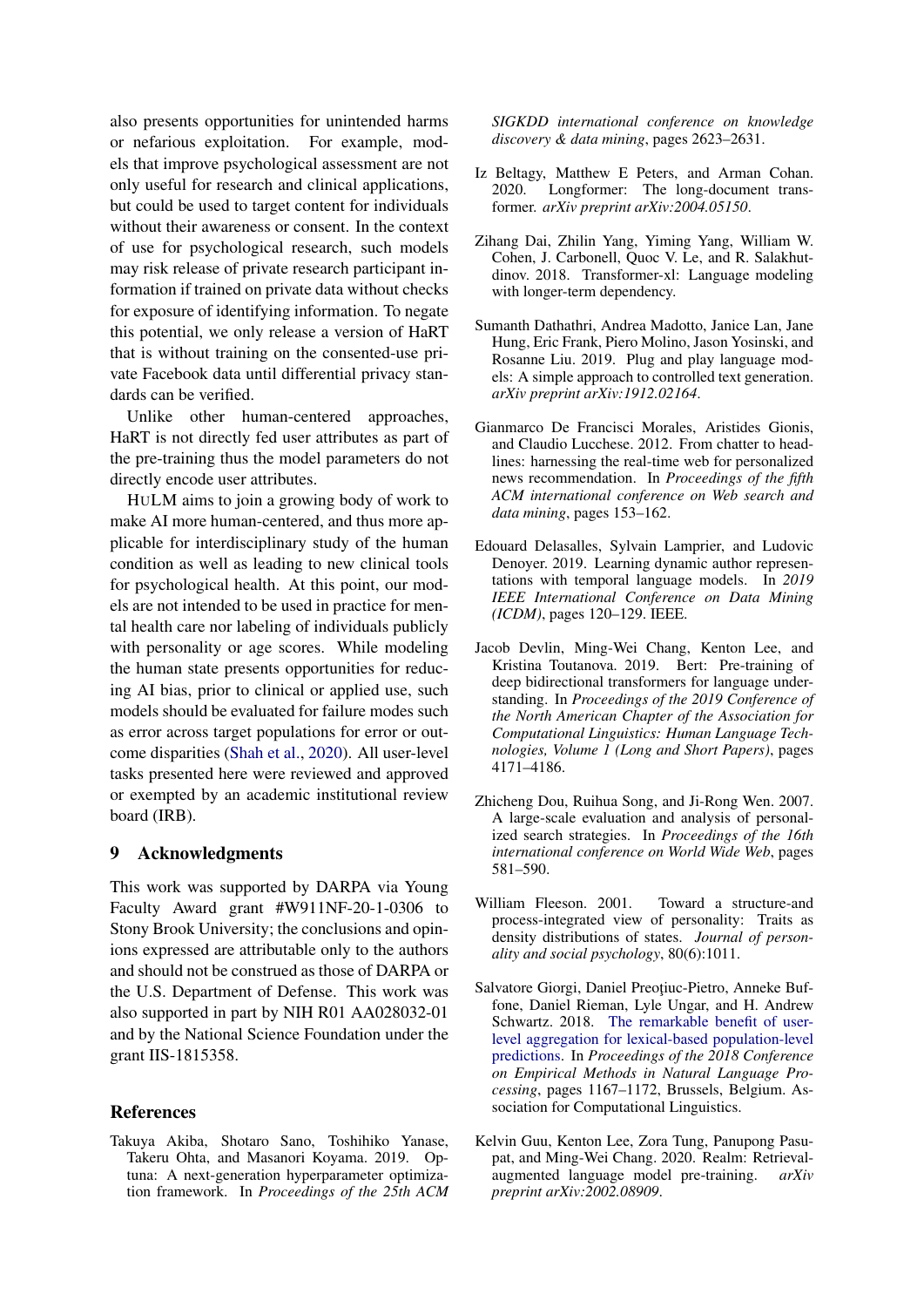also presents opportunities for unintended harms or nefarious exploitation. For example, models that improve psychological assessment are not only useful for research and clinical applications, but could be used to target content for individuals without their awareness or consent. In the context of use for psychological research, such models may risk release of private research participant information if trained on private data without checks for exposure of identifying information. To negate this potential, we only release a version of HaRT that is without training on the consented-use private Facebook data until differential privacy standards can be verified.

Unlike other human-centered approaches, HaRT is not directly fed user attributes as part of the pre-training thus the model parameters do not directly encode user attributes.

HULM aims to join a growing body of work to make AI more human-centered, and thus more applicable for interdisciplinary study of the human condition as well as leading to new clinical tools for psychological health. At this point, our models are not intended to be used in practice for mental health care nor labeling of individuals publicly with personality or age scores. While modeling the human state presents opportunities for reducing AI bias, prior to clinical or applied use, such models should be evaluated for failure modes such as error across target populations for error or outcome disparities (Shah et al., 2020). All user-level tasks presented here were reviewed and approved or exempted by an academic institutional review board (IRB).

## 9 Acknowledgments

This work was supported by DARPA via Young Faculty Award grant #W911NF-20-1-0306 to Stony Brook University; the conclusions and opinions expressed are attributable only to the authors and should not be construed as those of DARPA or the U.S. Department of Defense. This work was also supported in part by NIH R01 AA028032-01 and by the National Science Foundation under the grant IIS-1815358.

## References

Takuya Akiba, Shotaro Sano, Toshihiko Yanase, Takeru Ohta, and Masanori Koyama. 2019. Optuna: A next-generation hyperparameter optimization framework. In *Proceedings of the 25th ACM SIGKDD international conference on knowledge discovery & data mining*, pages 2623–2631.

Iz Beltagy, Matthew E Peters, and Arman Cohan. 2020. Longformer: The long-document transformer. *arXiv preprint arXiv:2004.05150*.

Zihang Dai, Zhilin Yang, Yiming Yang, William W. Cohen, J. Carbonell, Quoc V. Le, and R. Salakhutdinov. 2018. Transformer-xl: Language modeling with longer-term dependency.

Sumanth Dathathri, Andrea Madotto, Janice Lan, Jane Hung, Eric Frank, Piero Molino, Jason Yosinski, and Rosanne Liu. 2019. Plug and play language models: A simple approach to controlled text generation. *arXiv preprint arXiv:1912.02164*.

Gianmarco De Francisci Morales, Aristides Gionis, and Claudio Lucchese. 2012. From chatter to headlines: harnessing the real-time web for personalized news recommendation. In *Proceedings of the fifth ACM international conference on Web search and data mining*, pages 153–162.

Edouard Delasalles, Sylvain Lamprier, and Ludovic Denoyer. 2019. Learning dynamic author representations with temporal language models. In *2019 IEEE International Conference on Data Mining (ICDM)*, pages 120–129. IEEE.

Jacob Devlin, Ming-Wei Chang, Kenton Lee, and Kristina Toutanova. 2019. Bert: Pre-training of deep bidirectional transformers for language understanding. In *Proceedings of the 2019 Conference of the North American Chapter of the Association for Computational Linguistics: Human Language Technologies, Volume 1 (Long and Short Papers)*, pages 4171–4186.

Zhicheng Dou, Ruihua Song, and Ji-Rong Wen. 2007. A large-scale evaluation and analysis of personalized search strategies. In *Proceedings of the 16th international conference on World Wide Web*, pages 581–590.

William Fleeson. 2001. Toward a structure-and process-integrated view of personality: Traits as density distributions of states. *Journal of personality and social psychology*, 80(6):1011.

Salvatore Giorgi, Daniel Preoţiuc-Pietro, Anneke Buffone, Daniel Rieman, Lyle Ungar, and H. Andrew Schwartz. 2018. The remarkable benefit of user-level aggregation for lexical-based population-level predictions. In *Proceedings of the 2018 Conference on Empirical Methods in Natural Language Processing*, pages 1167–1172, Brussels, Belgium. Association for Computational Linguistics.

Kelvin Guu, Kenton Lee, Zora Tung, Panupong Pasupat, and Ming-Wei Chang. 2020. Realm: Retrieval-augmented language model pre-training. *arXiv preprint arXiv:2002.08909*.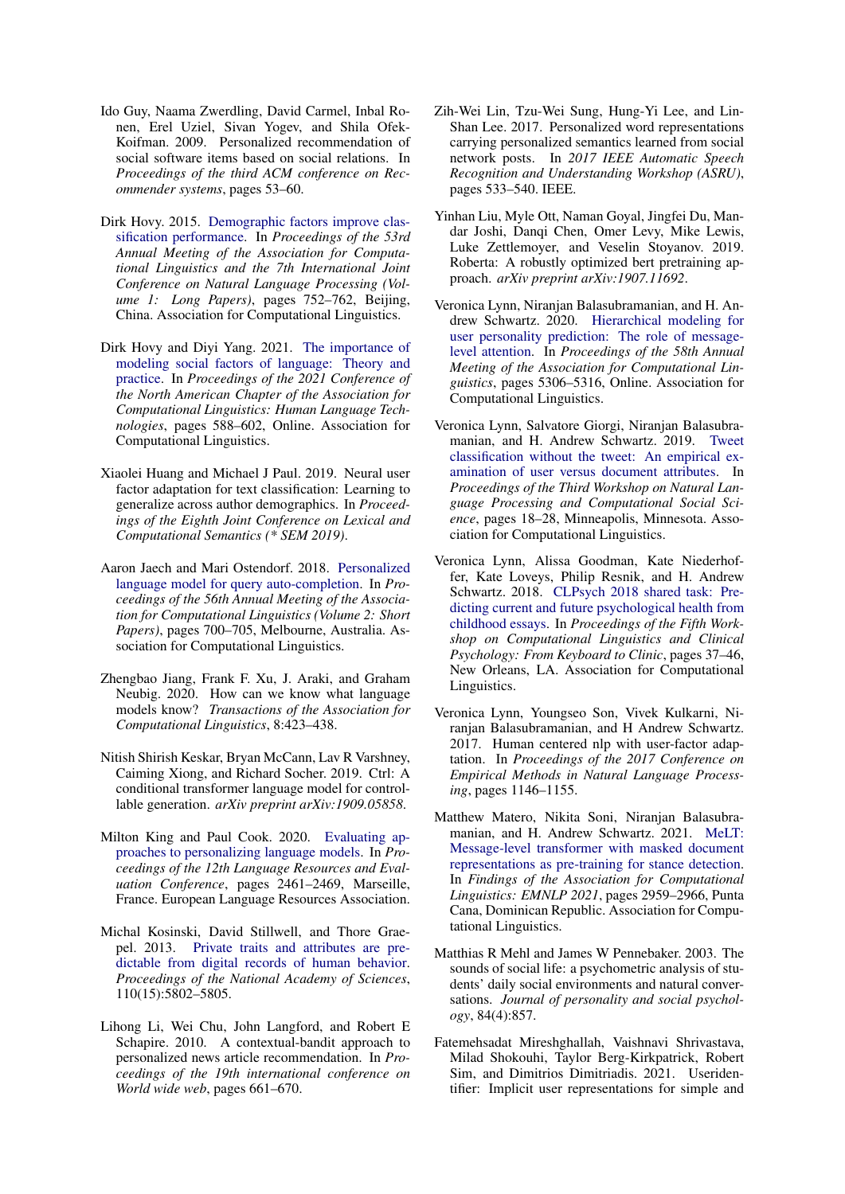Ido Guy, Naama Zwerdling, David Carmel, Inbal Ronen, Erel Uziel, Sivan Yogev, and Shila Ofek-Koifman. 2009. Personalized recommendation of social software items based on social relations. In *Proceedings of the third ACM conference on Recommender systems*, pages 53–60.

Dirk Hovy. 2015. Demographic factors improve classification performance. In *Proceedings of the 53rd Annual Meeting of the Association for Computational Linguistics and the 7th International Joint Conference on Natural Language Processing (Volume 1: Long Papers)*, pages 752–762, Beijing, China. Association for Computational Linguistics.

Dirk Hovy and Diyi Yang. 2021. The importance of modeling social factors of language: Theory and practice. In *Proceedings of the 2021 Conference of the North American Chapter of the Association for Computational Linguistics: Human Language Technologies*, pages 588–602, Online. Association for Computational Linguistics.

Xiaolei Huang and Michael J Paul. 2019. Neural user factor adaptation for text classification: Learning to generalize across author demographics. In *Proceedings of the Eighth Joint Conference on Lexical and Computational Semantics (* SEM 2019)*.

Aaron Jaech and Mari Ostendorf. 2018. Personalized language model for query auto-completion. In *Proceedings of the 56th Annual Meeting of the Association for Computational Linguistics (Volume 2: Short Papers)*, pages 700–705, Melbourne, Australia. Association for Computational Linguistics.

Zhengbao Jiang, Frank F. Xu, J. Araki, and Graham Neubig. 2020. How can we know what language models know? *Transactions of the Association for Computational Linguistics*, 8:423–438.

Nitish Shirish Keskar, Bryan McCann, Lav R Varshney, Caiming Xiong, and Richard Socher. 2019. Ctrl: A conditional transformer language model for controllable generation. *arXiv preprint arXiv:1909.05858*.

Milton King and Paul Cook. 2020. Evaluating approaches to personalizing language models. In *Proceedings of the 12th Language Resources and Evaluation Conference*, pages 2461–2469, Marseille, France. European Language Resources Association.

Michal Kosinski, David Stillwell, and Thore Graepel. 2013. Private traits and attributes are predictable from digital records of human behavior. *Proceedings of the National Academy of Sciences*, 110(15):5802–5805.

Lihong Li, Wei Chu, John Langford, and Robert E Schapire. 2010. A contextual-bandit approach to personalized news article recommendation. In *Proceedings of the 19th international conference on World wide web*, pages 661–670.

Zih-Wei Lin, Tzu-Wei Sung, Hung-Yi Lee, and Lin-Shan Lee. 2017. Personalized word representations carrying personalized semantics learned from social network posts. In *2017 IEEE Automatic Speech Recognition and Understanding Workshop (ASRU)*, pages 533–540. IEEE.

Yinhan Liu, Myle Ott, Naman Goyal, Jingfei Du, Mandar Joshi, Danqi Chen, Omer Levy, Mike Lewis, Luke Zettlemoyer, and Veselin Stoyanov. 2019. Roberta: A robustly optimized bert pretraining approach. *arXiv preprint arXiv:1907.11692*.

Veronica Lynn, Niranjan Balasubramanian, and H. Andrew Schwartz. 2020. Hierarchical modeling for user personality prediction: The role of message-level attention. In *Proceedings of the 58th Annual Meeting of the Association for Computational Linguistics*, pages 5306–5316, Online. Association for Computational Linguistics.

Veronica Lynn, Salvatore Giorgi, Niranjan Balasubramanian, and H. Andrew Schwartz. 2019. Tweet classification without the tweet: An empirical examination of user versus document attributes. In *Proceedings of the Third Workshop on Natural Language Processing and Computational Social Science*, pages 18–28, Minneapolis, Minnesota. Association for Computational Linguistics.

Veronica Lynn, Alissa Goodman, Kate Niederhoffer, Kate Loveys, Philip Resnik, and H. Andrew Schwartz. 2018. CLPsych 2018 shared task: Predicting current and future psychological health from childhood essays. In *Proceedings of the Fifth Workshop on Computational Linguistics and Clinical Psychology: From Keyboard to Clinic*, pages 37–46, New Orleans, LA. Association for Computational Linguistics.

Veronica Lynn, Youngseo Son, Vivek Kulkarni, Niranjan Balasubramanian, and H Andrew Schwartz. 2017. Human centered nlp with user-factor adaptation. In *Proceedings of the 2017 Conference on Empirical Methods in Natural Language Processing*, pages 1146–1155.

Matthew Matero, Nikita Soni, Niranjan Balasubramanian, and H. Andrew Schwartz. 2021. MeLT: Message-level transformer with masked document representations as pre-training for stance detection. In *Findings of the Association for Computational Linguistics: EMNLP 2021*, pages 2959–2966, Punta Cana, Dominican Republic. Association for Computational Linguistics.

Matthias R Mehl and James W Pennebaker. 2003. The sounds of social life: a psychometric analysis of students' daily social environments and natural conversations. *Journal of personality and social psychology*, 84(4):857.

Fatemehsadat Mireshghallah, Vaishnavi Shrivastava, Milad Shokouhi, Taylor Berg-Kirkpatrick, Robert Sim, and Dimitrios Dimitriadis. 2021. Useridentifier: Implicit user representations for simple and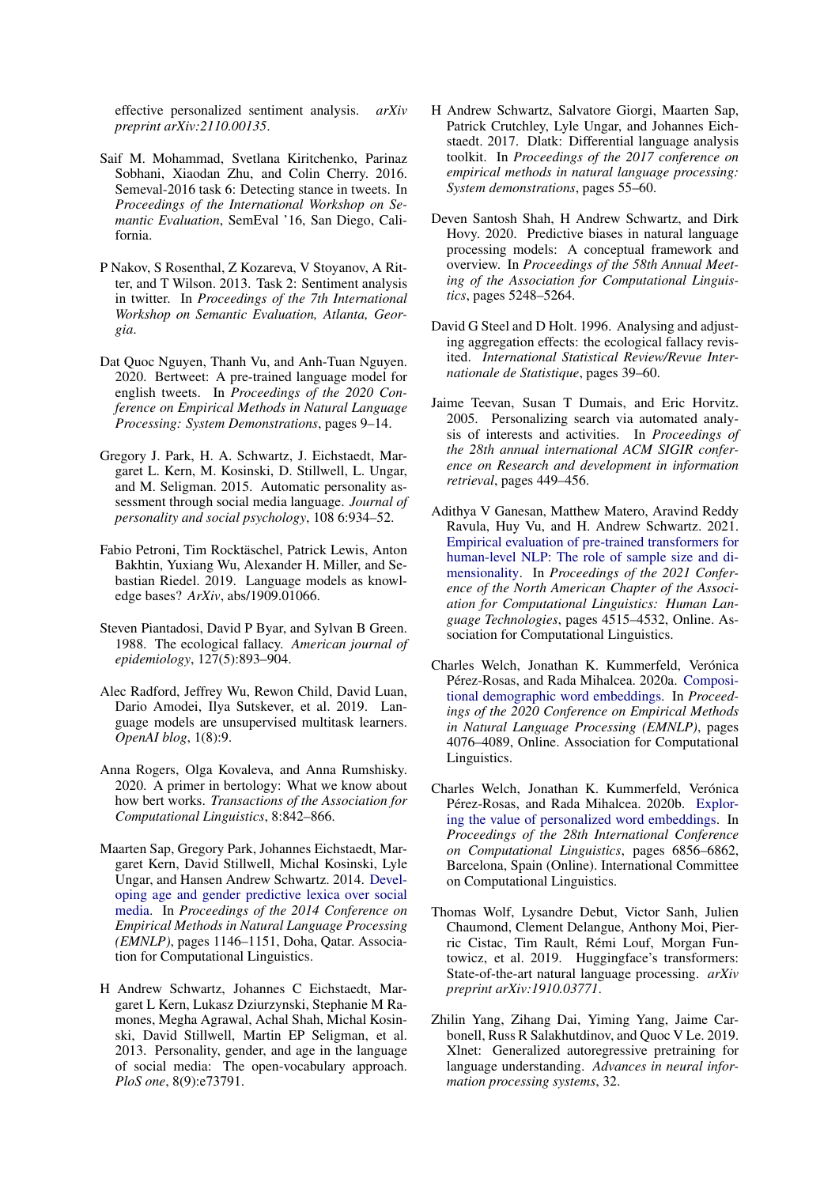effective personalized sentiment analysis. *arXiv preprint arXiv:2110.00135*.

Saif M. Mohammad, Svetlana Kiritchenko, Parinaz Sobhani, Xiaodan Zhu, and Colin Cherry. 2016. Semeval-2016 task 6: Detecting stance in tweets. In *Proceedings of the International Workshop on Semantic Evaluation*, SemEval '16, San Diego, California.

P Nakov, S Rosenthal, Z Kozareva, V Stoyanov, A Ritter, and T Wilson. 2013. Task 2: Sentiment analysis in twitter. In *Proceedings of the 7th International Workshop on Semantic Evaluation, Atlanta, Georgia*.

Dat Quoc Nguyen, Thanh Vu, and Anh-Tuan Nguyen. 2020. Bertweet: A pre-trained language model for english tweets. In *Proceedings of the 2020 Conference on Empirical Methods in Natural Language Processing: System Demonstrations*, pages 9–14.

Gregory J. Park, H. A. Schwartz, J. Eichstaedt, Margaret L. Kern, M. Kosinski, D. Stillwell, L. Ungar, and M. Seligman. 2015. Automatic personality assessment through social media language. *Journal of personality and social psychology*, 108 6:934–52.

Fabio Petroni, Tim Rocktäschel, Patrick Lewis, Anton Bakhtin, Yuxiang Wu, Alexander H. Miller, and Sebastian Riedel. 2019. Language models as knowledge bases? *ArXiv*, abs/1909.01066.

Steven Piantadosi, David P Byar, and Sylvan B Green. 1988. The ecological fallacy. *American journal of epidemiology*, 127(5):893–904.

Alec Radford, Jeffrey Wu, Rewon Child, David Luan, Dario Amodei, Ilya Sutskever, et al. 2019. Language models are unsupervised multitask learners. *OpenAI blog*, 1(8):9.

Anna Rogers, Olga Kovaleva, and Anna Rumshisky. 2020. A primer in bertology: What we know about how bert works. *Transactions of the Association for Computational Linguistics*, 8:842–866.

Maarten Sap, Gregory Park, Johannes Eichstaedt, Margaret Kern, David Stillwell, Michal Kosinski, Lyle Ungar, and Hansen Andrew Schwartz. 2014. Developing age and gender predictive lexica over social media. In *Proceedings of the 2014 Conference on Empirical Methods in Natural Language Processing (EMNLP)*, pages 1146–1151, Doha, Qatar. Association for Computational Linguistics.

H Andrew Schwartz, Johannes C Eichstaedt, Margaret L Kern, Lukasz Dziurzynski, Stephanie M Ramones, Megha Agrawal, Achal Shah, Michal Kosinski, David Stillwell, Martin EP Seligman, et al. 2013. Personality, gender, and age in the language of social media: The open-vocabulary approach. *PloS one*, 8(9):e73791.

H Andrew Schwartz, Salvatore Giorgi, Maarten Sap, Patrick Crutchley, Lyle Ungar, and Johannes Eichstaedt. 2017. Dlatk: Differential language analysis toolkit. In *Proceedings of the 2017 conference on empirical methods in natural language processing: System demonstrations*, pages 55–60.

Deven Santosh Shah, H Andrew Schwartz, and Dirk Hovy. 2020. Predictive biases in natural language processing models: A conceptual framework and overview. In *Proceedings of the 58th Annual Meeting of the Association for Computational Linguistics*, pages 5248–5264.

David G Steel and D Holt. 1996. Analysing and adjusting aggregation effects: the ecological fallacy revisited. *International Statistical Review/Revue Internationale de Statistique*, pages 39–60.

Jaime Teevan, Susan T Dumais, and Eric Horvitz. 2005. Personalizing search via automated analysis of interests and activities. In *Proceedings of the 28th annual international ACM SIGIR conference on Research and development in information retrieval*, pages 449–456.

Adithya V Ganesan, Matthew Matero, Aravind Reddy Ravula, Huy Vu, and H. Andrew Schwartz. 2021. Empirical evaluation of pre-trained transformers for human-level NLP: The role of sample size and dimensionality. In *Proceedings of the 2021 Conference of the North American Chapter of the Association for Computational Linguistics: Human Language Technologies*, pages 4515–4532, Online. Association for Computational Linguistics.

Charles Welch, Jonathan K. Kummerfeld, Verónica Pérez-Rosas, and Rada Mihalcea. 2020a. Compositional demographic word embeddings. In *Proceedings of the 2020 Conference on Empirical Methods in Natural Language Processing (EMNLP)*, pages 4076–4089, Online. Association for Computational Linguistics.

Charles Welch, Jonathan K. Kummerfeld, Verónica Pérez-Rosas, and Rada Mihalcea. 2020b. Exploring the value of personalized word embeddings. In *Proceedings of the 28th International Conference on Computational Linguistics*, pages 6856–6862, Barcelona, Spain (Online). International Committee on Computational Linguistics.

Thomas Wolf, Lysandre Debut, Victor Sanh, Julien Chaumond, Clement Delangue, Anthony Moi, Pierric Cistac, Tim Rault, Rémi Louf, Morgan Funtowicz, et al. 2019. Huggingface's transformers: State-of-the-art natural language processing. *arXiv preprint arXiv:1910.03771*.

Zhilin Yang, Zihang Dai, Yiming Yang, Jaime Carbonell, Russ R Salakhutdinov, and Quoc V Le. 2019. Xlnet: Generalized autoregressive pretraining for language understanding. *Advances in neural information processing systems*, 32.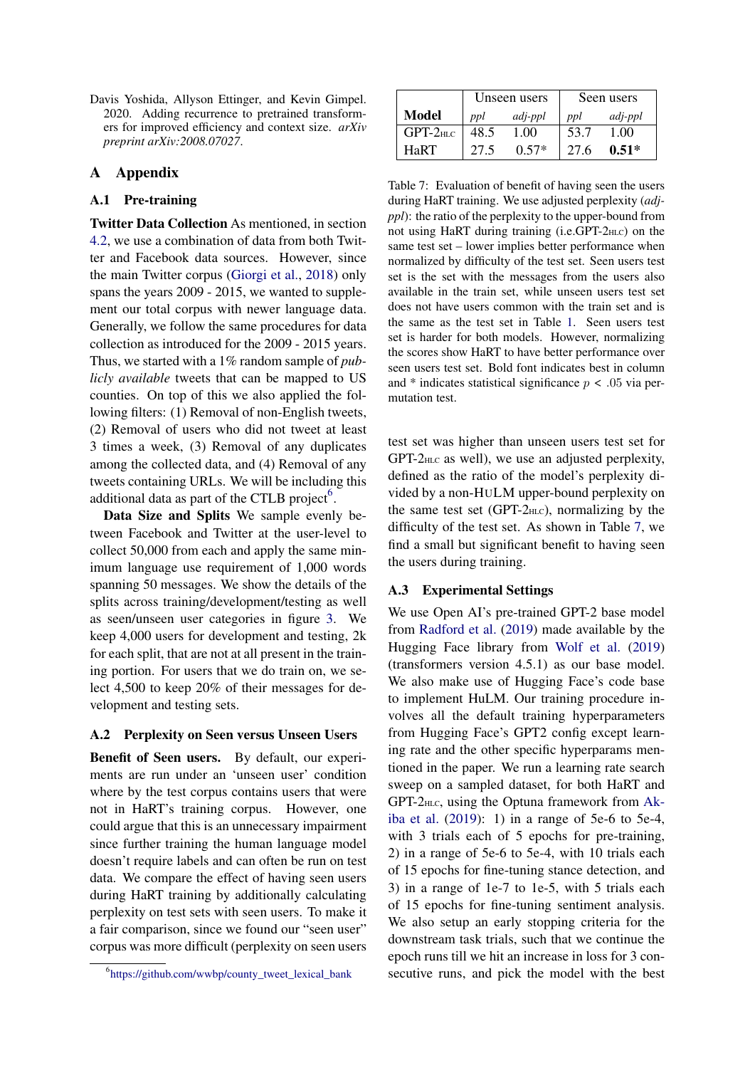Davis Yoshida, Allyson Ettinger, and Kevin Gimpel. 2020. Adding recurrence to pretrained transformers for improved efficiency and context size. *arXiv preprint arXiv:2008.07027*.

# A Appendix

## A.1 Pre-training

**Twitter Data Collection** As mentioned, in section 4.2, we use a combination of data from both Twitter and Facebook data sources. However, since the main Twitter corpus (Giorgi et al., 2018) only spans the years 2009 - 2015, we wanted to supplement our total corpus with newer language data. Generally, we follow the same procedures for data collection as introduced for the 2009 - 2015 years. Thus, we started with a 1% random sample of *publicly available* tweets that can be mapped to US counties. On top of this we also applied the following filters: (1) Removal of non-English tweets, (2) Removal of users who did not tweet at least 3 times a week, (3) Removal of any duplicates among the collected data, and (4) Removal of any tweets containing URLs. We will be including this additional data as part of the CTLB project[6].

**Data Size and Splits** We sample evenly between Facebook and Twitter at the user-level to collect 50,000 from each and apply the same minimum language use requirement of 1,000 words spanning 50 messages. We show the details of the splits across training/development/testing as well as seen/unseen user categories in figure 3. We keep 4,000 users for development and testing, 2k for each split, that are not at all present in the training portion. For users that we do train on, we select 4,500 to keep 20% of their messages for development and testing sets.

## A.2 Perplexity on Seen versus Unseen Users

**Benefit of Seen users.** By default, our experiments are run under an 'unseen user' condition where by the test corpus contains users that were not in HaRT's training corpus. However, one could argue that this is an unnecessary impairment since further training the human language model doesn't require labels and can often be run on test data. We compare the effect of having seen users during HaRT training by additionally calculating perplexity on test sets with seen users. To make it a fair comparison, since we found our "seen user" corpus was more difficult (perplexity on seen users test set was higher than unseen users test set for GPT-2HLC as well), we use an adjusted perplexity, defined as the ratio of the model's perplexity divided by a non-HULM upper-bound perplexity on the same test set (GPT-2HLC), normalizing by the difficulty of the test set. As shown in Table 7, we find a small but significant benefit to having seen the users during training.

| Model | Unseen users | | Seen users | |
|---|---|---|---|---|
| | *ppl* | *adj-ppl* | *ppl* | *adj-ppl* |
| GPT-2HLC | 48.5 | 1.00 | 53.7 | 1.00 |
| HaRT | 27.5 | 0.57* | 27.6 | **0.51*** |

Table 7: Evaluation of benefit of having seen the users during HaRT training. We use adjusted perplexity (*adj-ppl*): the ratio of the perplexity to the upper-bound from not using HaRT during training (i.e.GPT-2HLC) on the same test set – lower implies better performance when normalized by difficulty of the test set. Seen users test set is the set with the messages from the users also available in the train set, while unseen users test set does not have users common with the train set and is the same as the test set in Table 1. Seen users test set is harder for both models. However, normalizing the scores show HaRT to have better performance over seen users test set. Bold font indicates best in column and * indicates statistical significance $p < .05$ via permutation test.

## A.3 Experimental Settings

We use Open AI's pre-trained GPT-2 base model from Radford et al. (2019) made available by the Hugging Face library from Wolf et al. (2019) (transformers version 4.5.1) as our base model. We also make use of Hugging Face's code base to implement HuLM. Our training procedure involves all the default training hyperparameters from Hugging Face's GPT2 config except learning rate and the other specific hyperparams mentioned in the paper. We run a learning rate search sweep on a sampled dataset, for both HaRT and GPT-2HLC, using the Optuna framework from Akiba et al. (2019): 1) in a range of 5e-6 to 5e-4, with 3 trials each of 5 epochs for pre-training, 2) in a range of 5e-6 to 5e-4, with 10 trials each of 15 epochs for fine-tuning stance detection, and 3) in a range of 1e-7 to 1e-5, with 5 trials each of 15 epochs for fine-tuning sentiment analysis. We also setup an early stopping criteria for the downstream task trials, such that we continue the epoch runs till we hit an increase in loss for 3 consecutive runs, and pick the model with the best

[6] https://github.com/wwbp/county_tweet_lexical_bank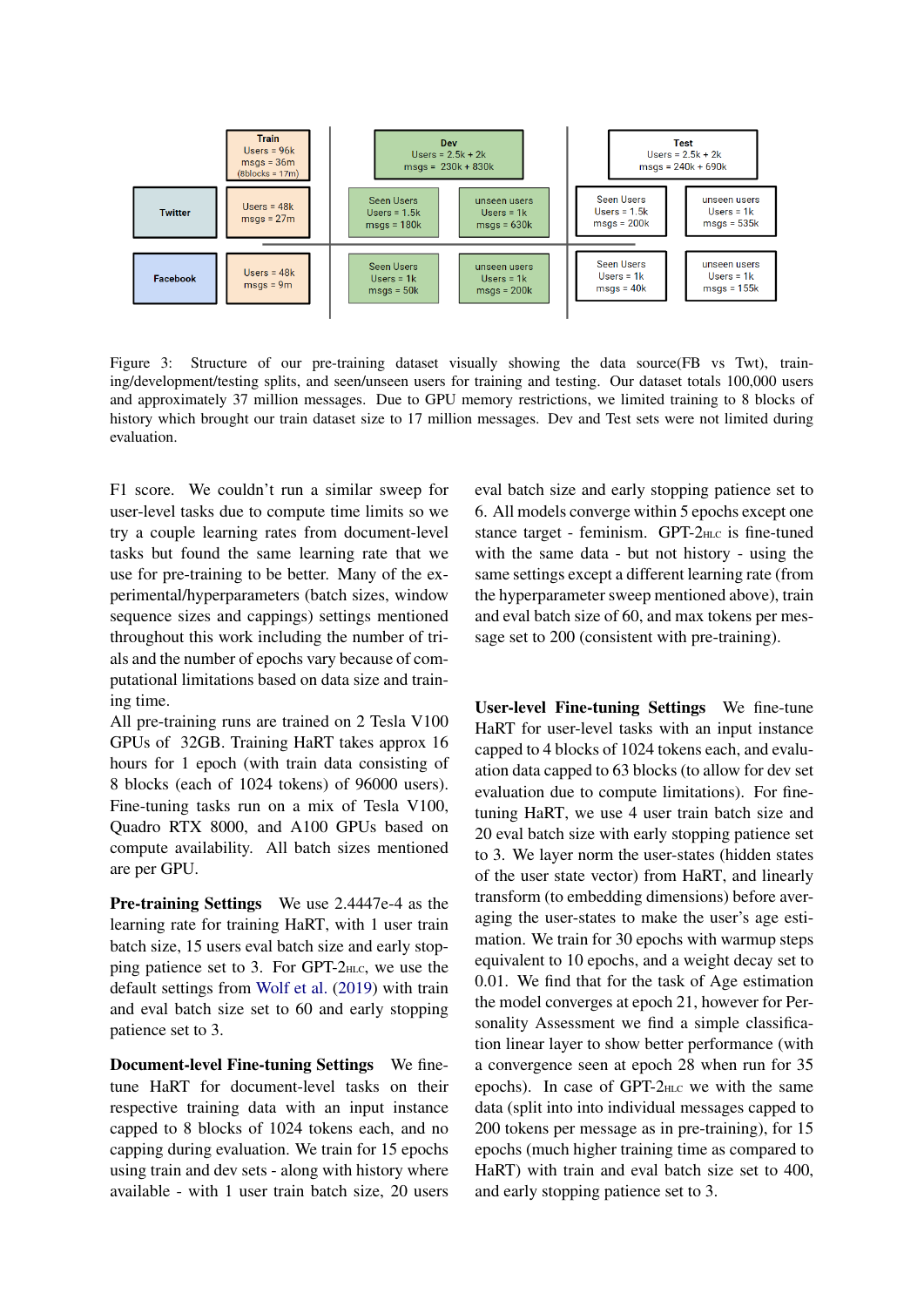Figure 3: Structure of our pre-training dataset visually showing the data source(FB vs Twt), training/development/testing splits, and seen/unseen users for training and testing. Our dataset totals 100,000 users and approximately 37 million messages. Due to GPU memory restrictions, we limited training to 8 blocks of history which brought our train dataset size to 17 million messages. Dev and Test sets were not limited during evaluation.

F1 score. We couldn't run a similar sweep for user-level tasks due to compute time limits so we try a couple learning rates from document-level tasks but found the same learning rate that we use for pre-training to be better. Many of the experimental/hyperparameters (batch sizes, window sequence sizes and cappings) settings mentioned throughout this work including the number of trials and the number of epochs vary because of computational limitations based on data size and training time.

All pre-training runs are trained on 2 Tesla V100 GPUs of 32GB. Training HaRT takes approx 16 hours for 1 epoch (with train data consisting of 8 blocks (each of 1024 tokens) of 96000 users). Fine-tuning tasks run on a mix of Tesla V100, Quadro RTX 8000, and A100 GPUs based on compute availability. All batch sizes mentioned are per GPU.

**Pre-training Settings** We use 2.4447e-4 as the learning rate for training HaRT, with 1 user train batch size, 15 users eval batch size and early stopping patience set to 3. For GPT-2HLC, we use the default settings from Wolf et al. (2019) with train and eval batch size set to 60 and early stopping patience set to 3.

**Document-level Fine-tuning Settings** We fine-tune HaRT for document-level tasks on their respective training data with an input instance capped to 8 blocks of 1024 tokens each, and no capping during evaluation. We train for 15 epochs using train and dev sets - along with history where available - with 1 user train batch size, 20 users eval batch size and early stopping patience set to 6. All models converge within 5 epochs except one stance target - feminism. GPT-2HLC is fine-tuned with the same data - but not history - using the same settings except a different learning rate (from the hyperparameter sweep mentioned above), train and eval batch size of 60, and max tokens per message set to 200 (consistent with pre-training).

**User-level Fine-tuning Settings** We fine-tune HaRT for user-level tasks with an input instance capped to 4 blocks of 1024 tokens each, and evaluation data capped to 63 blocks (to allow for dev set evaluation due to compute limitations). For fine-tuning HaRT, we use 4 user train batch size and 20 eval batch size with early stopping patience set to 3. We layer norm the user-states (hidden states of the user state vector) from HaRT, and linearly transform (to embedding dimensions) before averaging the user-states to make the user's age estimation. We train for 30 epochs with warmup steps equivalent to 10 epochs, and a weight decay set to 0.01. We find that for the task of Age estimation the model converges at epoch 21, however for Personality Assessment we find a simple classification linear layer to show better performance (with a convergence seen at epoch 28 when run for 35 epochs). In case of GPT-2HLC we with the same data (split into into individual messages capped to 200 tokens per message as in pre-training), for 15 epochs (much higher training time as compared to HaRT) with train and eval batch size set to 400, and early stopping patience set to 3.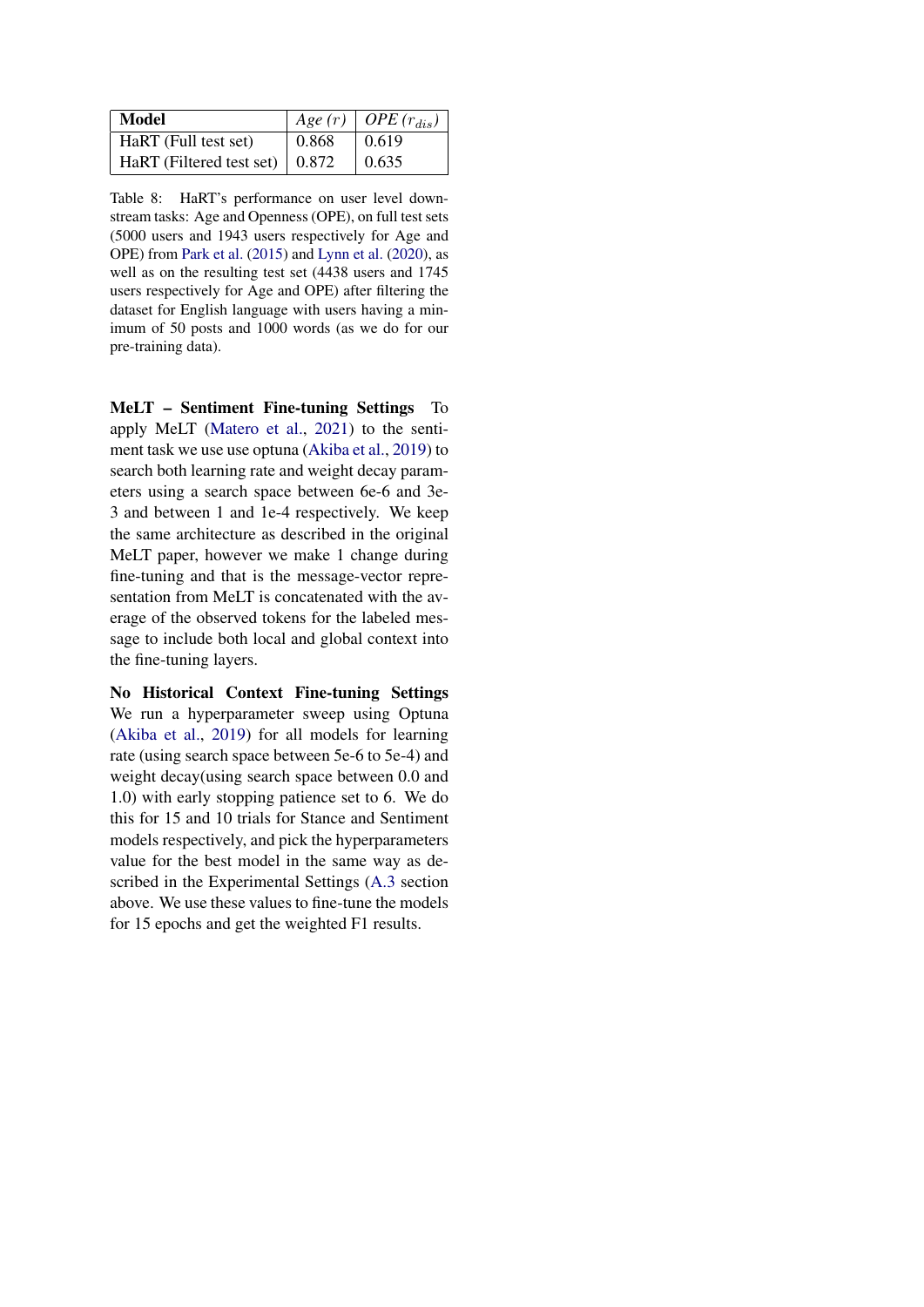| Model | *Age* ($r$) | *OPE* ($r_{dis}$) |
|---|---|---|
| HaRT (Full test set) | 0.868 | 0.619 |
| HaRT (Filtered test set) | 0.872 | 0.635 |

Table 8: HaRT's performance on user level downstream tasks: Age and Openness (OPE), on full test sets (5000 users and 1943 users respectively for Age and OPE) from Park et al. (2015) and Lynn et al. (2020), as well as on the resulting test set (4438 users and 1745 users respectively for Age and OPE) after filtering the dataset for English language with users having a minimum of 50 posts and 1000 words (as we do for our pre-training data).

**MeLT – Sentiment Fine-tuning Settings** To apply MeLT (Matero et al., 2021) to the sentiment task we use use optuna (Akiba et al., 2019) to search both learning rate and weight decay parameters using a search space between 6e-6 and 3e-3 and between 1 and 1e-4 respectively. We keep the same architecture as described in the original MeLT paper, however we make 1 change during fine-tuning and that is the message-vector representation from MeLT is concatenated with the average of the observed tokens for the labeled message to include both local and global context into the fine-tuning layers.

**No Historical Context Fine-tuning Settings** We run a hyperparameter sweep using Optuna (Akiba et al., 2019) for all models for learning rate (using search space between 5e-6 to 5e-4) and weight decay(using search space between 0.0 and 1.0) with early stopping patience set to 6. We do this for 15 and 10 trials for Stance and Sentiment models respectively, and pick the hyperparameters value for the best model in the same way as described in the Experimental Settings (A.3 section above. We use these values to fine-tune the models for 15 epochs and get the weighted F1 results.